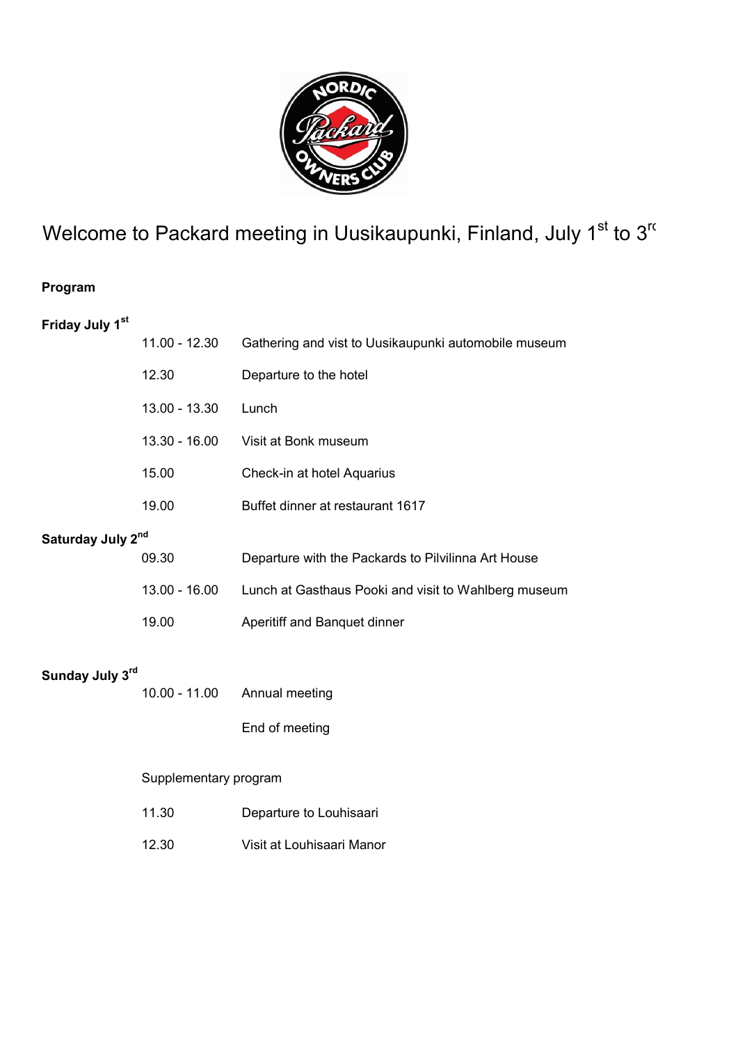# Welcome to Packard meeting in Uusikaupunki, Finland, July 1st to 3rd

**Program**

**Friday July 1st**

| | |
|---|---|
| 11.00 - 12.30 | Gathering and vist to Uusikaupunki automobile museum |
| 12.30 | Departure to the hotel |
| 13.00 - 13.30 | Lunch |
| 13.30 - 16.00 | Visit at Bonk museum |
| 15.00 | Check-in at hotel Aquarius |
| 19.00 | Buffet dinner at restaurant 1617 |

**Saturday July 2nd**

| | |
|---|---|
| 09.30 | Departure with the Packards to Pilvilinna Art House |
| 13.00 - 16.00 | Lunch at Gasthaus Pooki and visit to Wahlberg museum |
| 19.00 | Aperitiff and Banquet dinner |

**Sunday July 3rd**

| | |
|---|---|
| 10.00 - 11.00 | Annual meeting |
| | End of meeting |

Supplementary program

| | |
|---|---|
| 11.30 | Departure to Louhisaari |
| 12.30 | Visit at Louhisaari Manor |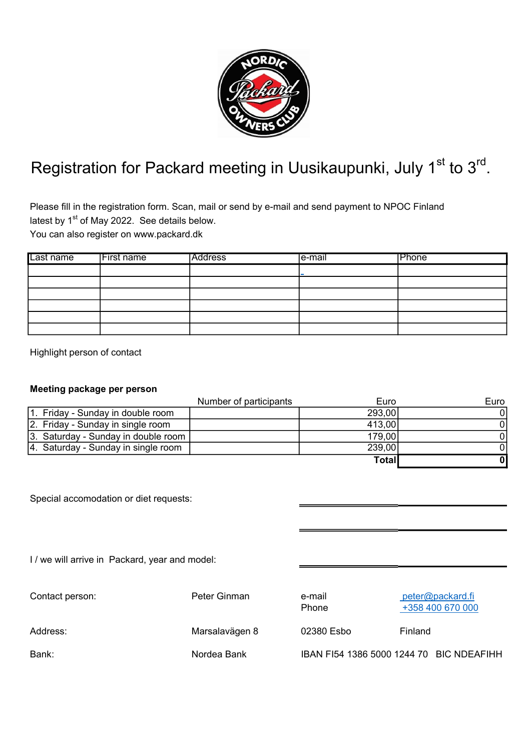# Registration for Packard meeting in Uusikaupunki, July 1st to 3rd.

Please fill in the registration form. Scan, mail or send by e-mail and send payment to NPOC Finland latest by 1st of May 2022. See details below.
You can also register on www.packard.dk

| Last name | First name | Address | e-mail | Phone |
|---|---|---|---|---|
| | | | | |
| | | | | |
| | | | | |
| | | | | |
| | | | | |
| | | | | |

Highlight person of contact

**Meeting package per person**

| | Number of participants | Euro | Euro |
|---|---|---|---|
| 1. Friday - Sunday in double room | | 293,00 | 0 |
| 2. Friday - Sunday in single room | | 413,00 | 0 |
| 3. Saturday - Sunday in double room | | 179,00 | 0 |
| 4. Saturday - Sunday in single room | | 239,00 | 0 |
| | | **Total** | **0** |

Special accomodation or diet requests: \_\_\_\_\_\_\_\_\_\_\_\_\_\_\_\_\_\_\_\_

\_\_\_\_\_\_\_\_\_\_\_\_\_\_\_\_\_\_\_\_

I / we will arrive in Packard, year and model: \_\_\_\_\_\_\_\_\_\_\_\_\_\_\_\_\_\_\_\_

| | | | |
|---|---|---|---|
| Contact person: | Peter Ginman | e-mail<br>Phone | peter@packard.fi<br>+358 400 670 000 |
| Address: | Marsalavägen 8 | 02380 Esbo | Finland |
| Bank: | Nordea Bank | IBAN FI54 1386 5000 1244 70 BIC NDEAFIHH | |